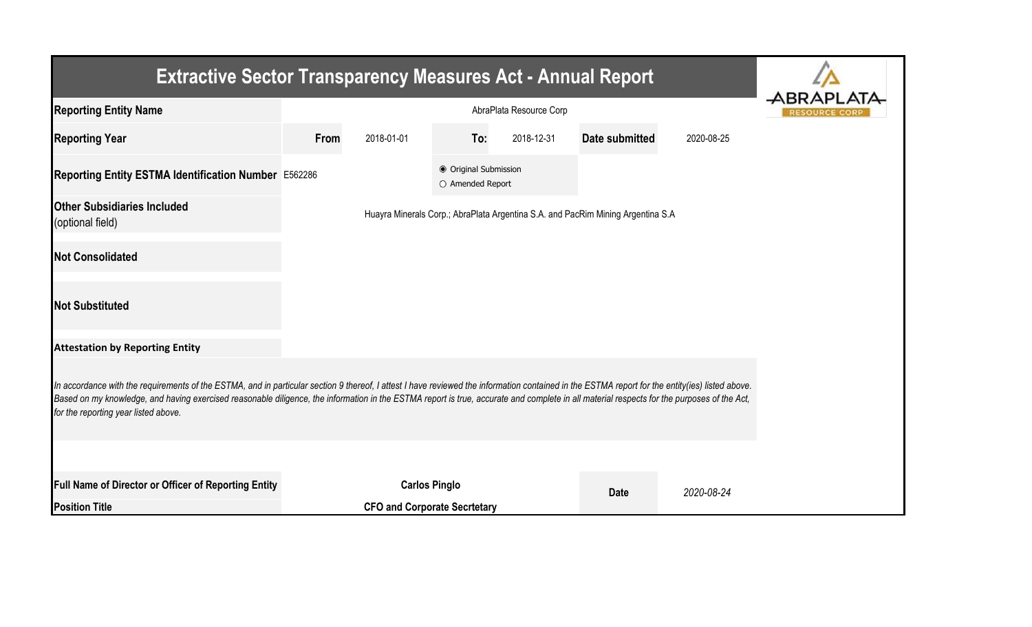# Extractive Sector Transparency Measures Act - Annual Report

| | | | | | | |
|---|---|---|---|---|---|---|
| **Reporting Entity Name** | AbraPlata Resource Corp | | | | | |
| **Reporting Year** | **From** | 2018-01-01 | **To:** | 2018-12-31 | **Date submitted** | 2020-08-25 |
| **Reporting Entity ESTMA Identification Number** | E562286 | | ◉ Original Submission ○ Amended Report | | | |
| **Other Subsidiaries Included** (optional field) | Huayra Minerals Corp.; AbraPlata Argentina S.A. and PacRim Mining Argentina S.A | | | | | |
| **Not Consolidated** | | | | | | |
| **Not Substituted** | | | | | | |

**Attestation by Reporting Entity**

*In accordance with the requirements of the ESTMA, and in particular section 9 thereof, I attest I have reviewed the information contained in the ESTMA report for the entity(ies) listed above. Based on my knowledge, and having exercised reasonable diligence, the information in the ESTMA report is true, accurate and complete in all material respects for the purposes of the Act, for the reporting year listed above.*

| | | | |
|---|---|---|---|
| **Full Name of Director or Officer of Reporting Entity** | **Carlos Pinglo** | **Date** | *2020-08-24* |
| **Position Title** | **CFO and Corporate Secrtetary** | | |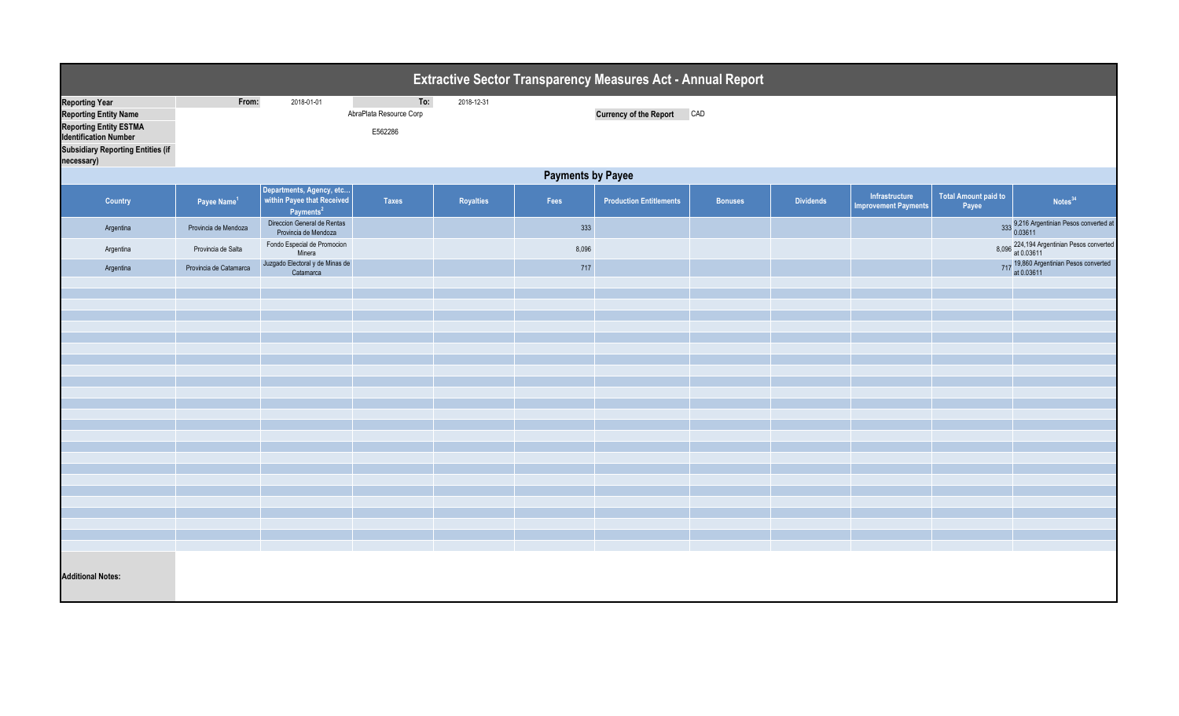# Extractive Sector Transparency Measures Act - Annual Report

| | | | | |
|---|---|---|---|---|
| **Reporting Year** | From: | 2018-01-01 | To: | 2018-12-31 |
| **Reporting Entity Name** | | AbraPlata Resource Corp | | |
| **Reporting Entity ESTMA Identification Number** | | E562286 | | |
| **Subsidiary Reporting Entities (if necessary)** | | | | |

**Currency of the Report** CAD

## Payments by Payee

| Country | Payee Name[1] | Departments, Agency, etc... within Payee that Received Payments[2] | Taxes | Royalties | Fees | Production Entitlements | Bonuses | Dividends | Infrastructure Improvement Payments | Total Amount paid to Payee | Notes[34] |
|---|---|---|---|---|---|---|---|---|---|---|---|
| Argentina | Provincia de Mendoza | Direccion General de Rentas Provincia de Mendoza | | | 333 | | | | | 333 | 9,216 Argentinian Pesos converted at 0.03611 |
| Argentina | Provincia de Salta | Fondo Especial de Promocion Minera | | | 8,096 | | | | | 8,096 | 224,194 Argentinian Pesos converted at 0.03611 |
| Argentina | Provincia de Catamarca | Juzgado Electoral y de Minas de Catamarca | | | 717 | | | | | 717 | 19,860 Argentinian Pesos converted at 0.03611 |

**Additional Notes:**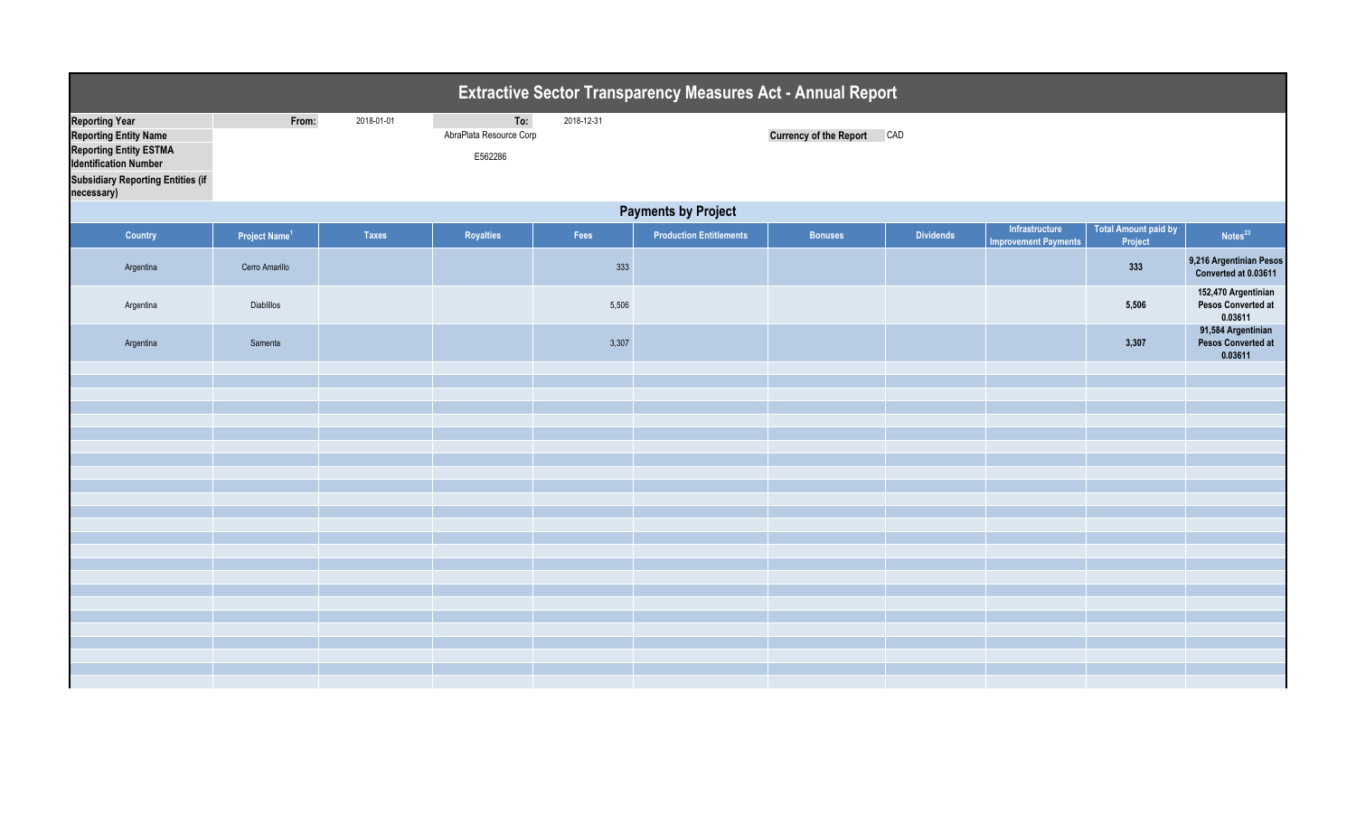# Extractive Sector Transparency Measures Act - Annual Report

| | | | | |
|---|---|---|---|---|
| **Reporting Year** | **From:** | 2018-01-01 | **To:** | 2018-12-31 |
| **Reporting Entity Name** | | AbraPlata Resource Corp | | |
| **Reporting Entity ESTMA Identification Number** | | E562286 | | |
| **Subsidiary Reporting Entities (if necessary)** | | | | |

**Currency of the Report** CAD

## Payments by Project

| Country | Project Name[1] | Taxes | Royalties | Fees | Production Entitlements | Bonuses | Dividends | Infrastructure Improvement Payments | Total Amount paid by Project | Notes[23] |
|---|---|---|---|---|---|---|---|---|---|---|
| Argentina | Cerro Amarillo | | | 333 | | | | | 333 | 9,216 Argentinian Pesos Converted at 0.03611 |
| Argentina | Diablillos | | | 5,506 | | | | | 5,506 | 152,470 Argentinian Pesos Converted at 0.03611 |
| Argentina | Samenta | | | 3,307 | | | | | 3,307 | 91,584 Argentinian Pesos Converted at 0.03611 |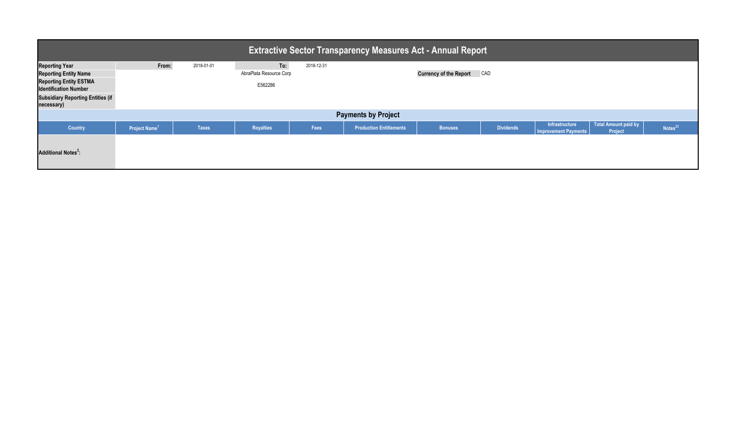# Extractive Sector Transparency Measures Act - Annual Report

| | | | | | |
|---|---|---|---|---|---|
| **Reporting Year** | **From:** | 2018-01-01 | **To:** | 2018-12-31 | |
| **Reporting Entity Name** | | AbraPlata Resource Corp | | **Currency of the Report** | CAD |
| **Reporting Entity ESTMA Identification Number** | | E562286 | | | |
| **Subsidiary Reporting Entities (if necessary)** | | | | | |

## Payments by Project

| Country | Project Name[1] | Taxes | Royalties | Fees | Production Entitlements | Bonuses | Dividends | Infrastructure Improvement Payments | Total Amount paid by Project | Notes[23] |
|---|---|---|---|---|---|---|---|---|---|---|

**Additional Notes[3]:**